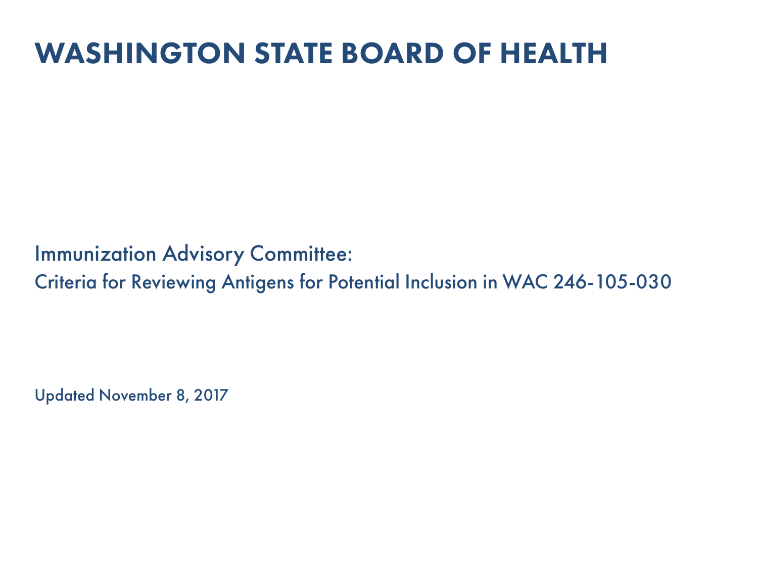# WASHINGTON STATE BOARD OF HEALTH

Immunization Advisory Committee:

Criteria for Reviewing Antigens for Potential Inclusion in WAC 246-105-030

Updated November 8, 2017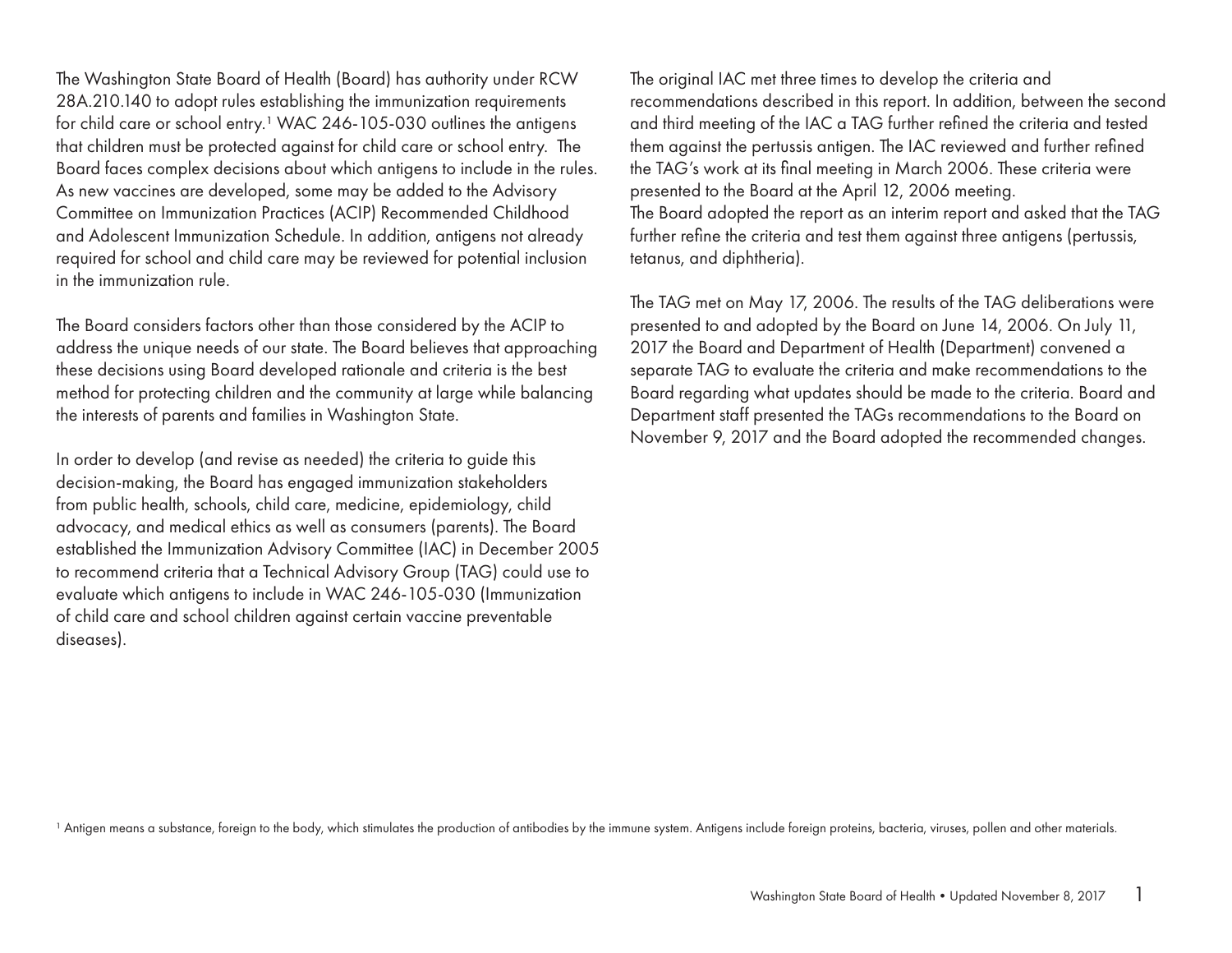The Washington State Board of Health (Board) has authority under RCW 28A.210.140 to adopt rules establishing the immunization requirements for child care or school entry.[1] WAC 246-105-030 outlines the antigens that children must be protected against for child care or school entry. The Board faces complex decisions about which antigens to include in the rules. As new vaccines are developed, some may be added to the Advisory Committee on Immunization Practices (ACIP) Recommended Childhood and Adolescent Immunization Schedule. In addition, antigens not already required for school and child care may be reviewed for potential inclusion in the immunization rule.

The Board considers factors other than those considered by the ACIP to address the unique needs of our state. The Board believes that approaching these decisions using Board developed rationale and criteria is the best method for protecting children and the community at large while balancing the interests of parents and families in Washington State.

In order to develop (and revise as needed) the criteria to guide this decision-making, the Board has engaged immunization stakeholders from public health, schools, child care, medicine, epidemiology, child advocacy, and medical ethics as well as consumers (parents). The Board established the Immunization Advisory Committee (IAC) in December 2005 to recommend criteria that a Technical Advisory Group (TAG) could use to evaluate which antigens to include in WAC 246-105-030 (Immunization of child care and school children against certain vaccine preventable diseases).

The original IAC met three times to develop the criteria and recommendations described in this report. In addition, between the second and third meeting of the IAC a TAG further refined the criteria and tested them against the pertussis antigen. The IAC reviewed and further refined the TAG's work at its final meeting in March 2006. These criteria were presented to the Board at the April 12, 2006 meeting.
The Board adopted the report as an interim report and asked that the TAG further refine the criteria and test them against three antigens (pertussis, tetanus, and diphtheria).

The TAG met on May 17, 2006. The results of the TAG deliberations were presented to and adopted by the Board on June 14, 2006. On July 11, 2017 the Board and Department of Health (Department) convened a separate TAG to evaluate the criteria and make recommendations to the Board regarding what updates should be made to the criteria. Board and Department staff presented the TAGs recommendations to the Board on November 9, 2017 and the Board adopted the recommended changes.

[1] Antigen means a substance, foreign to the body, which stimulates the production of antibodies by the immune system. Antigens include foreign proteins, bacteria, viruses, pollen and other materials.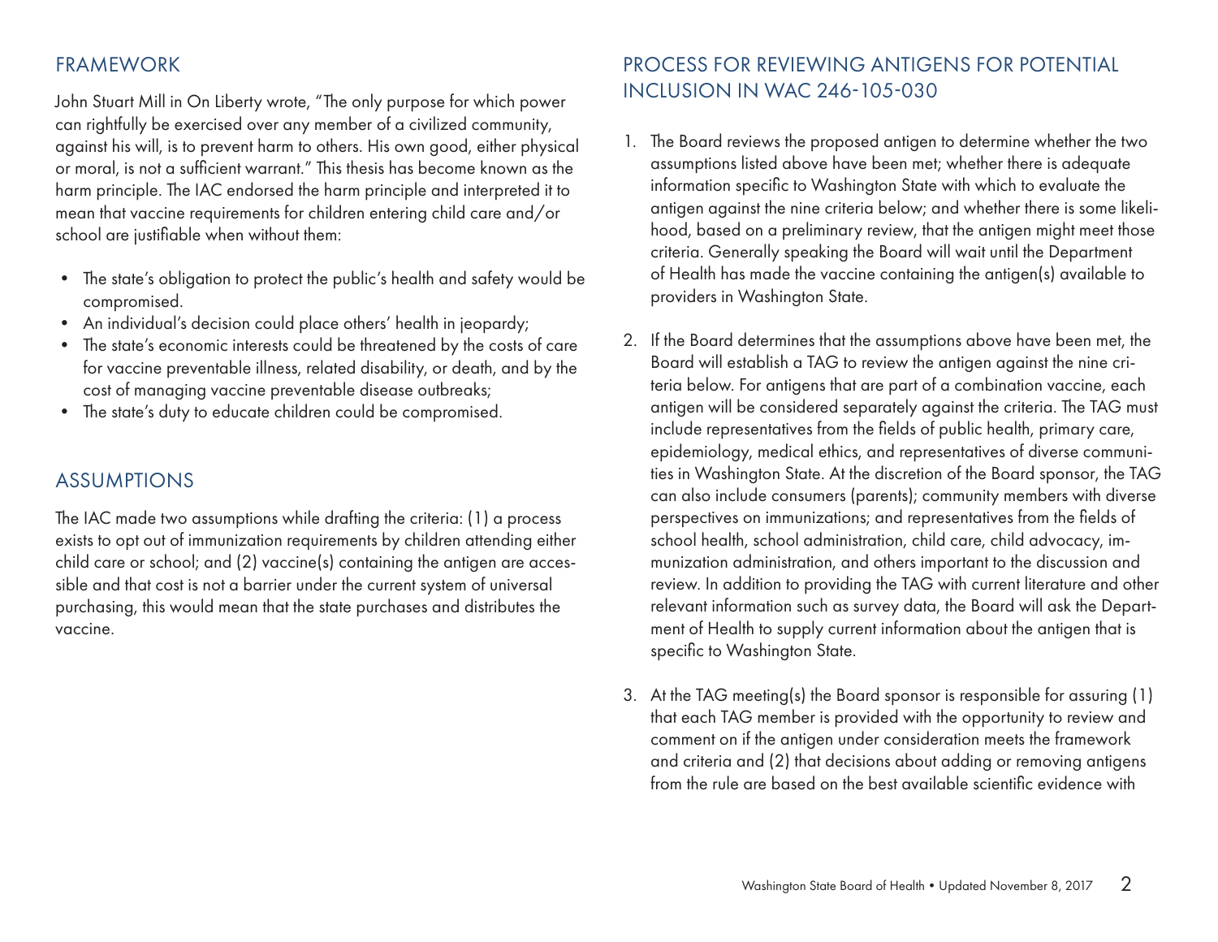## FRAMEWORK

John Stuart Mill in On Liberty wrote, "The only purpose for which power can rightfully be exercised over any member of a civilized community, against his will, is to prevent harm to others. His own good, either physical or moral, is not a sufficient warrant." This thesis has become known as the harm principle. The IAC endorsed the harm principle and interpreted it to mean that vaccine requirements for children entering child care and/or school are justifiable when without them:

- The state's obligation to protect the public's health and safety would be compromised.
- An individual's decision could place others' health in jeopardy;
- The state's economic interests could be threatened by the costs of care for vaccine preventable illness, related disability, or death, and by the cost of managing vaccine preventable disease outbreaks;
- The state's duty to educate children could be compromised.

## ASSUMPTIONS

The IAC made two assumptions while drafting the criteria: (1) a process exists to opt out of immunization requirements by children attending either child care or school; and (2) vaccine(s) containing the antigen are accessible and that cost is not a barrier under the current system of universal purchasing, this would mean that the state purchases and distributes the vaccine.

## PROCESS FOR REVIEWING ANTIGENS FOR POTENTIAL INCLUSION IN WAC 246-105-030

1. The Board reviews the proposed antigen to determine whether the two assumptions listed above have been met; whether there is adequate information specific to Washington State with which to evaluate the antigen against the nine criteria below; and whether there is some likelihood, based on a preliminary review, that the antigen might meet those criteria. Generally speaking the Board will wait until the Department of Health has made the vaccine containing the antigen(s) available to providers in Washington State.

2. If the Board determines that the assumptions above have been met, the Board will establish a TAG to review the antigen against the nine criteria below. For antigens that are part of a combination vaccine, each antigen will be considered separately against the criteria. The TAG must include representatives from the fields of public health, primary care, epidemiology, medical ethics, and representatives of diverse communities in Washington State. At the discretion of the Board sponsor, the TAG can also include consumers (parents); community members with diverse perspectives on immunizations; and representatives from the fields of school health, school administration, child care, child advocacy, immunization administration, and others important to the discussion and review. In addition to providing the TAG with current literature and other relevant information such as survey data, the Board will ask the Department of Health to supply current information about the antigen that is specific to Washington State.

3. At the TAG meeting(s) the Board sponsor is responsible for assuring (1) that each TAG member is provided with the opportunity to review and comment on if the antigen under consideration meets the framework and criteria and (2) that decisions about adding or removing antigens from the rule are based on the best available scientific evidence with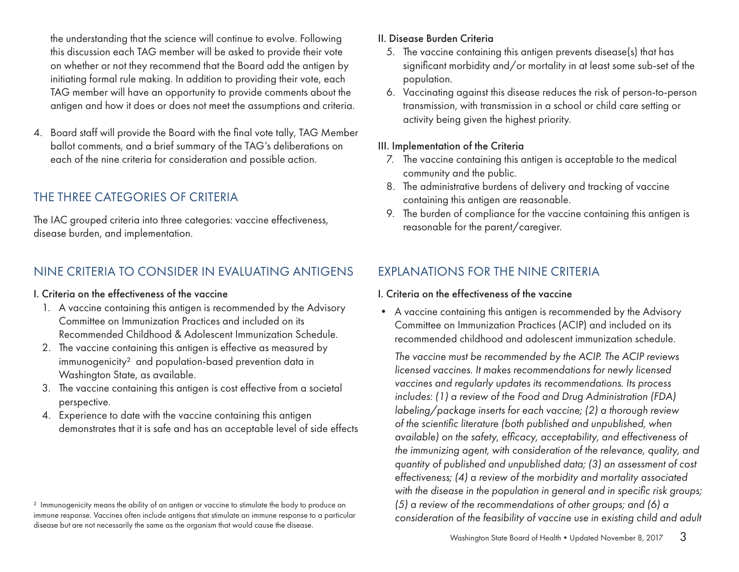the understanding that the science will continue to evolve. Following this discussion each TAG member will be asked to provide their vote on whether or not they recommend that the Board add the antigen by initiating formal rule making. In addition to providing their vote, each TAG member will have an opportunity to provide comments about the antigen and how it does or does not meet the assumptions and criteria.

4. Board staff will provide the Board with the final vote tally, TAG Member ballot comments, and a brief summary of the TAG's deliberations on each of the nine criteria for consideration and possible action.

## THE THREE CATEGORIES OF CRITERIA

The IAC grouped criteria into three categories: vaccine effectiveness, disease burden, and implementation.

## NINE CRITERIA TO CONSIDER IN EVALUATING ANTIGENS

### I. Criteria on the effectiveness of the vaccine

1. A vaccine containing this antigen is recommended by the Advisory Committee on Immunization Practices and included on its Recommended Childhood & Adolescent Immunization Schedule.
2. The vaccine containing this antigen is effective as measured by immunogenicity[2] and population-based prevention data in Washington State, as available.
3. The vaccine containing this antigen is cost effective from a societal perspective.
4. Experience to date with the vaccine containing this antigen demonstrates that it is safe and has an acceptable level of side effects

### II. Disease Burden Criteria

5. The vaccine containing this antigen prevents disease(s) that has significant morbidity and/or mortality in at least some sub-set of the population.
6. Vaccinating against this disease reduces the risk of person-to-person transmission, with transmission in a school or child care setting or activity being given the highest priority.

### III. Implementation of the Criteria

7. The vaccine containing this antigen is acceptable to the medical community and the public.
8. The administrative burdens of delivery and tracking of vaccine containing this antigen are reasonable.
9. The burden of compliance for the vaccine containing this antigen is reasonable for the parent/caregiver.

## EXPLANATIONS FOR THE NINE CRITERIA

### I. Criteria on the effectiveness of the vaccine

- A vaccine containing this antigen is recommended by the Advisory Committee on Immunization Practices (ACIP) and included on its recommended childhood and adolescent immunization schedule.

  *The vaccine must be recommended by the ACIP. The ACIP reviews licensed vaccines. It makes recommendations for newly licensed vaccines and regularly updates its recommendations. Its process includes: (1) a review of the Food and Drug Administration (FDA) labeling/package inserts for each vaccine; (2) a thorough review of the scientific literature (both published and unpublished, when available) on the safety, efficacy, acceptability, and effectiveness of the immunizing agent, with consideration of the relevance, quality, and quantity of published and unpublished data; (3) an assessment of cost effectiveness; (4) a review of the morbidity and mortality associated with the disease in the population in general and in specific risk groups; (5) a review of the recommendations of other groups; and (6) a consideration of the feasibility of vaccine use in existing child and adult*

[2] Immunogenicity means the ability of an antigen or vaccine to stimulate the body to produce an immune response. Vaccines often include antigens that stimulate an immune response to a particular disease but are not necessarily the same as the organism that would cause the disease.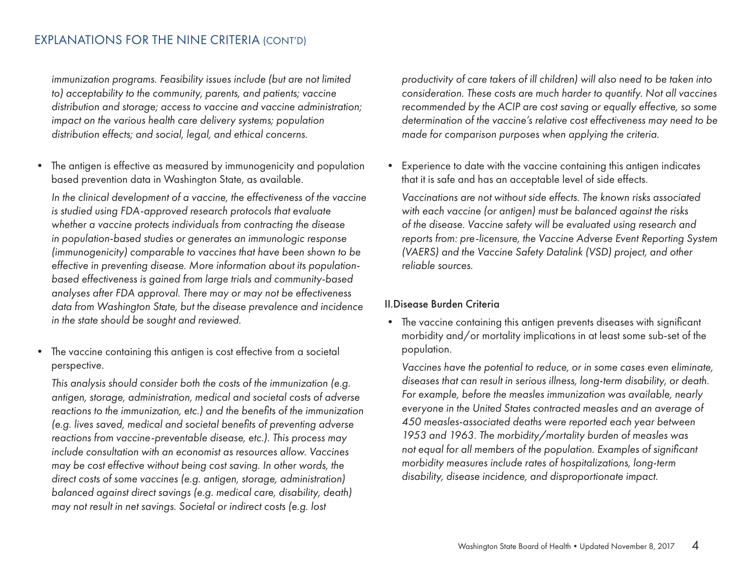## EXPLANATIONS FOR THE NINE CRITERIA (CONT'D)

*immunization programs. Feasibility issues include (but are not limited to) acceptability to the community, parents, and patients; vaccine distribution and storage; access to vaccine and vaccine administration; impact on the various health care delivery systems; population distribution effects; and social, legal, and ethical concerns.*

- The antigen is effective as measured by immunogenicity and population based prevention data in Washington State, as available.

  *In the clinical development of a vaccine, the effectiveness of the vaccine is studied using FDA-approved research protocols that evaluate whether a vaccine protects individuals from contracting the disease in population-based studies or generates an immunologic response (immunogenicity) comparable to vaccines that have been shown to be effective in preventing disease. More information about its population-based effectiveness is gained from large trials and community-based analyses after FDA approval. There may or may not be effectiveness data from Washington State, but the disease prevalence and incidence in the state should be sought and reviewed.*

- The vaccine containing this antigen is cost effective from a societal perspective.

  *This analysis should consider both the costs of the immunization (e.g. antigen, storage, administration, medical and societal costs of adverse reactions to the immunization, etc.) and the benefits of the immunization (e.g. lives saved, medical and societal benefits of preventing adverse reactions from vaccine-preventable disease, etc.). This process may include consultation with an economist as resources allow. Vaccines may be cost effective without being cost saving. In other words, the direct costs of some vaccines (e.g. antigen, storage, administration) balanced against direct savings (e.g. medical care, disability, death) may not result in net savings. Societal or indirect costs (e.g. lost productivity of care takers of ill children) will also need to be taken into consideration. These costs are much harder to quantify. Not all vaccines recommended by the ACIP are cost saving or equally effective, so some determination of the vaccine's relative cost effectiveness may need to be made for comparison purposes when applying the criteria.*

- Experience to date with the vaccine containing this antigen indicates that it is safe and has an acceptable level of side effects.

  *Vaccinations are not without side effects. The known risks associated with each vaccine (or antigen) must be balanced against the risks of the disease. Vaccine safety will be evaluated using research and reports from: pre-licensure, the Vaccine Adverse Event Reporting System (VAERS) and the Vaccine Safety Datalink (VSD) project, and other reliable sources.*

### II. Disease Burden Criteria

- The vaccine containing this antigen prevents diseases with significant morbidity and/or mortality implications in at least some sub-set of the population.

  *Vaccines have the potential to reduce, or in some cases even eliminate, diseases that can result in serious illness, long-term disability, or death. For example, before the measles immunization was available, nearly everyone in the United States contracted measles and an average of 450 measles-associated deaths were reported each year between 1953 and 1963. The morbidity/mortality burden of measles was not equal for all members of the population. Examples of significant morbidity measures include rates of hospitalizations, long-term disability, disease incidence, and disproportionate impact.*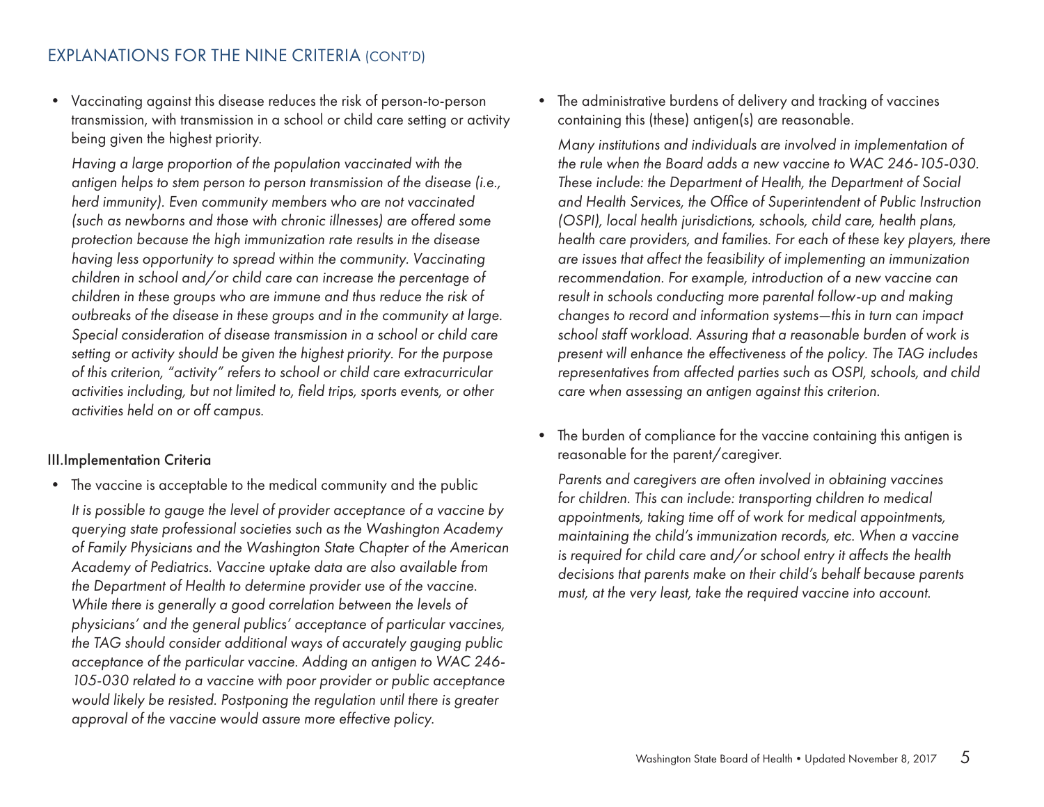## EXPLANATIONS FOR THE NINE CRITERIA (CONT'D)

- Vaccinating against this disease reduces the risk of person-to-person transmission, with transmission in a school or child care setting or activity being given the highest priority.

  *Having a large proportion of the population vaccinated with the antigen helps to stem person to person transmission of the disease (i.e., herd immunity). Even community members who are not vaccinated (such as newborns and those with chronic illnesses) are offered some protection because the high immunization rate results in the disease having less opportunity to spread within the community. Vaccinating children in school and/or child care can increase the percentage of children in these groups who are immune and thus reduce the risk of outbreaks of the disease in these groups and in the community at large. Special consideration of disease transmission in a school or child care setting or activity should be given the highest priority. For the purpose of this criterion, "activity" refers to school or child care extracurricular activities including, but not limited to, field trips, sports events, or other activities held on or off campus.*

### III. Implementation Criteria

- The vaccine is acceptable to the medical community and the public

  *It is possible to gauge the level of provider acceptance of a vaccine by querying state professional societies such as the Washington Academy of Family Physicians and the Washington State Chapter of the American Academy of Pediatrics. Vaccine uptake data are also available from the Department of Health to determine provider use of the vaccine. While there is generally a good correlation between the levels of physicians' and the general publics' acceptance of particular vaccines, the TAG should consider additional ways of accurately gauging public acceptance of the particular vaccine. Adding an antigen to WAC 246-105-030 related to a vaccine with poor provider or public acceptance would likely be resisted. Postponing the regulation until there is greater approval of the vaccine would assure more effective policy.*

- The administrative burdens of delivery and tracking of vaccines containing this (these) antigen(s) are reasonable.

  *Many institutions and individuals are involved in implementation of the rule when the Board adds a new vaccine to WAC 246-105-030. These include: the Department of Health, the Department of Social and Health Services, the Office of Superintendent of Public Instruction (OSPI), local health jurisdictions, schools, child care, health plans, health care providers, and families. For each of these key players, there are issues that affect the feasibility of implementing an immunization recommendation. For example, introduction of a new vaccine can result in schools conducting more parental follow-up and making changes to record and information systems—this in turn can impact school staff workload. Assuring that a reasonable burden of work is present will enhance the effectiveness of the policy. The TAG includes representatives from affected parties such as OSPI, schools, and child care when assessing an antigen against this criterion.*

- The burden of compliance for the vaccine containing this antigen is reasonable for the parent/caregiver.

  *Parents and caregivers are often involved in obtaining vaccines for children. This can include: transporting children to medical appointments, taking time off of work for medical appointments, maintaining the child's immunization records, etc. When a vaccine is required for child care and/or school entry it affects the health decisions that parents make on their child's behalf because parents must, at the very least, take the required vaccine into account.*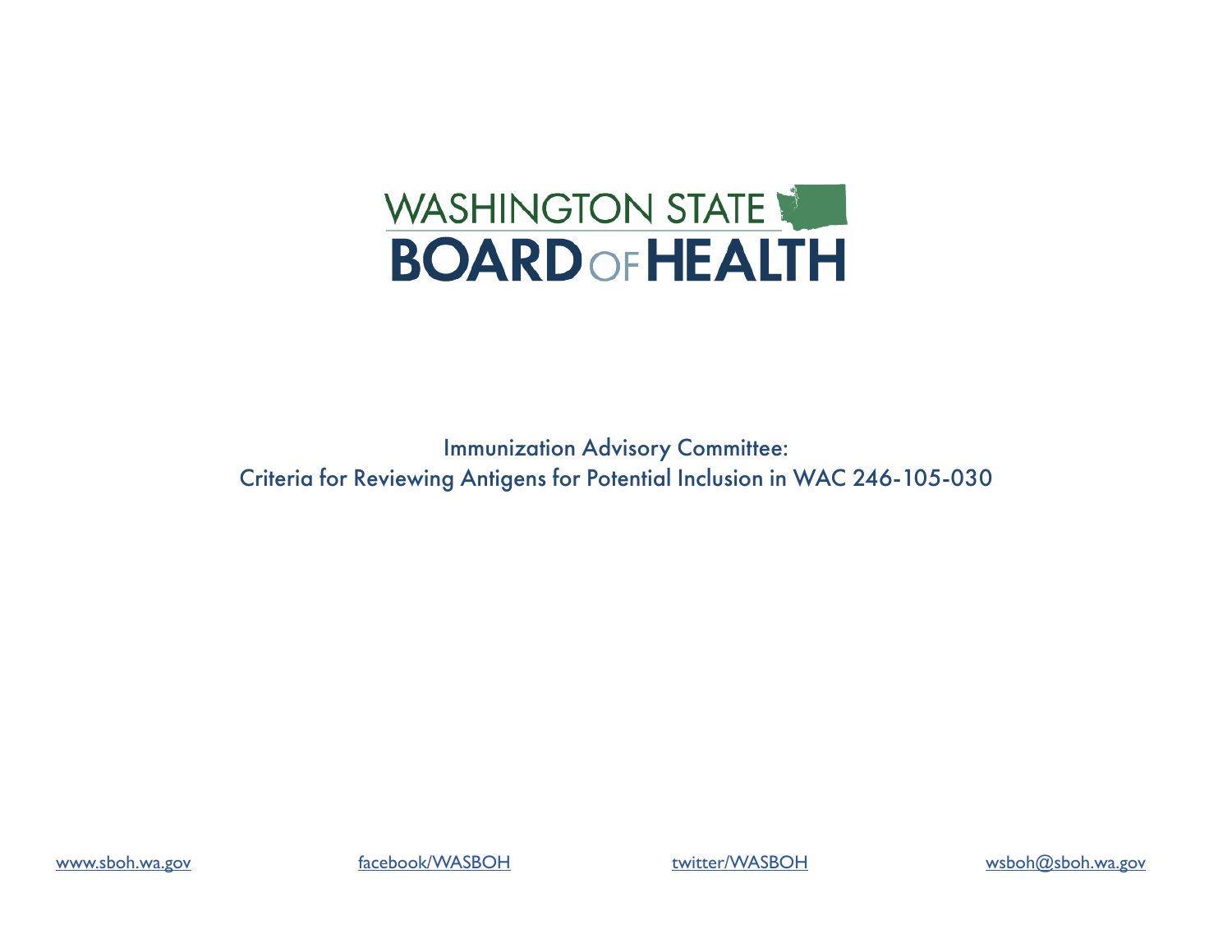WASHINGTON STATE
BOARD OF HEALTH

Immunization Advisory Committee:
Criteria for Reviewing Antigens for Potential Inclusion in WAC 246-105-030

www.sboh.wa.gov facebook/WASBOH twitter/WASBOH wsboh@sboh.wa.gov